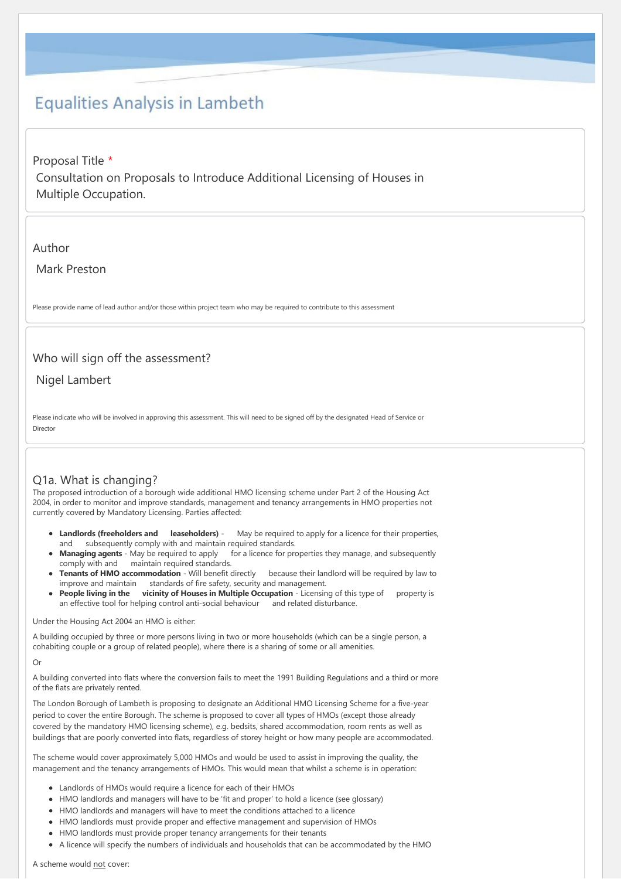# Equalities Analysis in Lambeth

Proposal Title *

Consultation on Proposals to Introduce Additional Licensing of Houses in Multiple Occupation.

Author

Mark Preston

Please provide name of lead author and/or those within project team who may be required to contribute to this assessment

Who will sign off the assessment?

Nigel Lambert

Please indicate who will be involved in approving this assessment. This will need to be signed off by the designated Head of Service or Director

## Q1a. What is changing?

The proposed introduction of a borough wide additional HMO licensing scheme under Part 2 of the Housing Act 2004, in order to monitor and improve standards, management and tenancy arrangements in HMO properties not currently covered by Mandatory Licensing. Parties affected:

- **Landlords (freeholders and leaseholders)** - May be required to apply for a licence for their properties, and subsequently comply with and maintain required standards.
- **Managing agents** - May be required to apply for a licence for properties they manage, and subsequently comply with and maintain required standards.
- **Tenants of HMO accommodation** - Will benefit directly because their landlord will be required by law to improve and maintain standards of fire safety, security and management.
- **People living in the vicinity of Houses in Multiple Occupation** - Licensing of this type of property is an effective tool for helping control anti-social behaviour and related disturbance.

Under the Housing Act 2004 an HMO is either:

A building occupied by three or more persons living in two or more households (which can be a single person, a cohabiting couple or a group of related people), where there is a sharing of some or all amenities.

Or

A building converted into flats where the conversion fails to meet the 1991 Building Regulations and a third or more of the flats are privately rented.

The London Borough of Lambeth is proposing to designate an Additional HMO Licensing Scheme for a five-year period to cover the entire Borough. The scheme is proposed to cover all types of HMOs (except those already covered by the mandatory HMO licensing scheme), e.g. bedsits, shared accommodation, room rents as well as buildings that are poorly converted into flats, regardless of storey height or how many people are accommodated.

The scheme would cover approximately 5,000 HMOs and would be used to assist in improving the quality, the management and the tenancy arrangements of HMOs. This would mean that whilst a scheme is in operation:

- Landlords of HMOs would require a licence for each of their HMOs
- HMO landlords and managers will have to be 'fit and proper' to hold a licence (see glossary)
- HMO landlords and managers will have to meet the conditions attached to a licence
- HMO landlords must provide proper and effective management and supervision of HMOs
- HMO landlords must provide proper tenancy arrangements for their tenants
- A licence will specify the numbers of individuals and households that can be accommodated by the HMO

A scheme would not cover: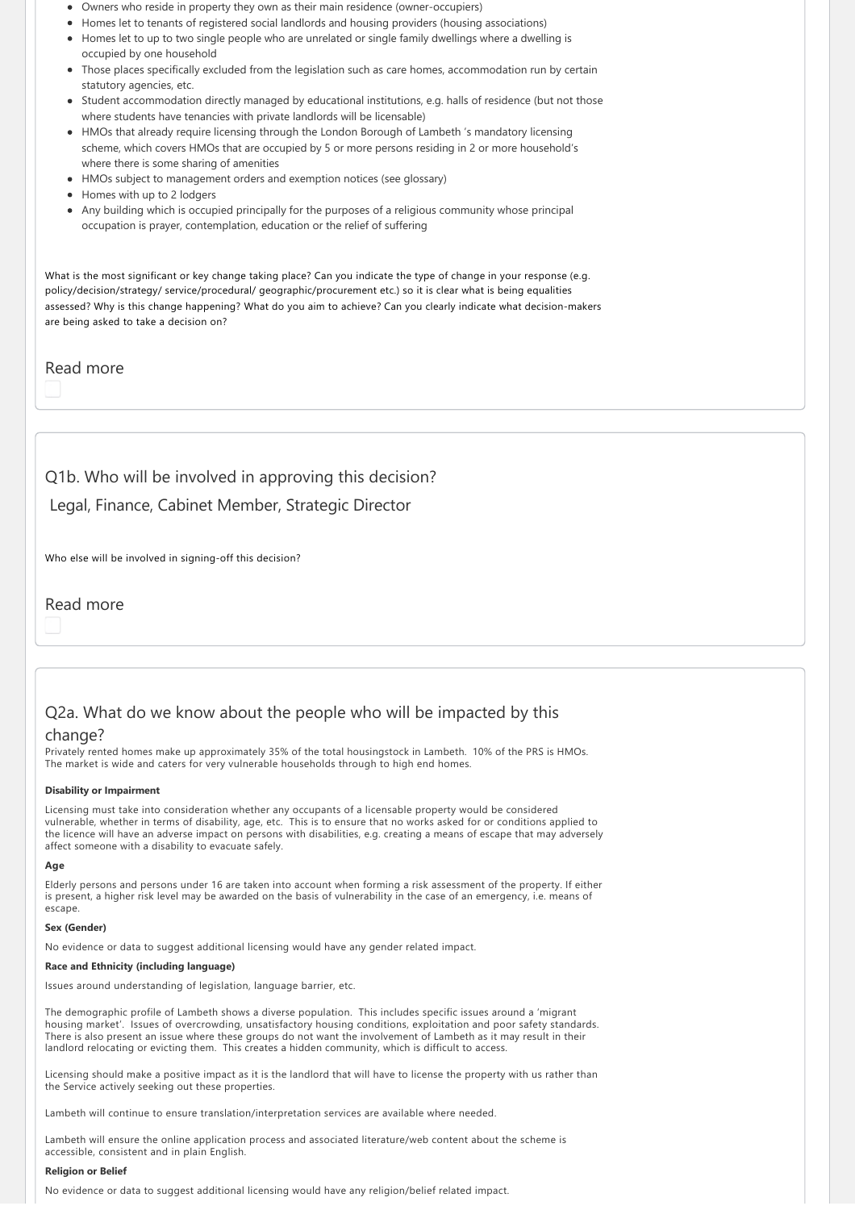- Owners who reside in property they own as their main residence (owner-occupiers)
- Homes let to tenants of registered social landlords and housing providers (housing associations)
- Homes let to up to two single people who are unrelated or single family dwellings where a dwelling is occupied by one household
- Those places specifically excluded from the legislation such as care homes, accommodation run by certain statutory agencies, etc.
- Student accommodation directly managed by educational institutions, e.g. halls of residence (but not those where students have tenancies with private landlords will be licensable)
- HMOs that already require licensing through the London Borough of Lambeth 's mandatory licensing scheme, which covers HMOs that are occupied by 5 or more persons residing in 2 or more household's where there is some sharing of amenities
- HMOs subject to management orders and exemption notices (see glossary)
- Homes with up to 2 lodgers
- Any building which is occupied principally for the purposes of a religious community whose principal occupation is prayer, contemplation, education or the relief of suffering

What is the most significant or key change taking place? Can you indicate the type of change in your response (e.g. policy/decision/strategy/ service/procedural/ geographic/procurement etc.) so it is clear what is being equalities assessed? Why is this change happening? What do you aim to achieve? Can you clearly indicate what decision-makers are being asked to take a decision on?

Read more

## Q1b. Who will be involved in approving this decision?

Legal, Finance, Cabinet Member, Strategic Director

Who else will be involved in signing-off this decision?

Read more

## Q2a. What do we know about the people who will be impacted by this change?

Privately rented homes make up approximately 35% of the total housingstock in Lambeth. 10% of the PRS is HMOs. The market is wide and caters for very vulnerable households through to high end homes.

**Disability or Impairment**

Licensing must take into consideration whether any occupants of a licensable property would be considered vulnerable, whether in terms of disability, age, etc. This is to ensure that no works asked for or conditions applied to the licence will have an adverse impact on persons with disabilities, e.g. creating a means of escape that may adversely affect someone with a disability to evacuate safely.

**Age**

Elderly persons and persons under 16 are taken into account when forming a risk assessment of the property. If either is present, a higher risk level may be awarded on the basis of vulnerability in the case of an emergency, i.e. means of escape.

**Sex (Gender)**

No evidence or data to suggest additional licensing would have any gender related impact.

**Race and Ethnicity (including language)**

Issues around understanding of legislation, language barrier, etc.

The demographic profile of Lambeth shows a diverse population. This includes specific issues around a 'migrant housing market'. Issues of overcrowding, unsatisfactory housing conditions, exploitation and poor safety standards. There is also present an issue where these groups do not want the involvement of Lambeth as it may result in their landlord relocating or evicting them. This creates a hidden community, which is difficult to access.

Licensing should make a positive impact as it is the landlord that will have to license the property with us rather than the Service actively seeking out these properties.

Lambeth will continue to ensure translation/interpretation services are available where needed.

Lambeth will ensure the online application process and associated literature/web content about the scheme is accessible, consistent and in plain English.

**Religion or Belief**

No evidence or data to suggest additional licensing would have any religion/belief related impact.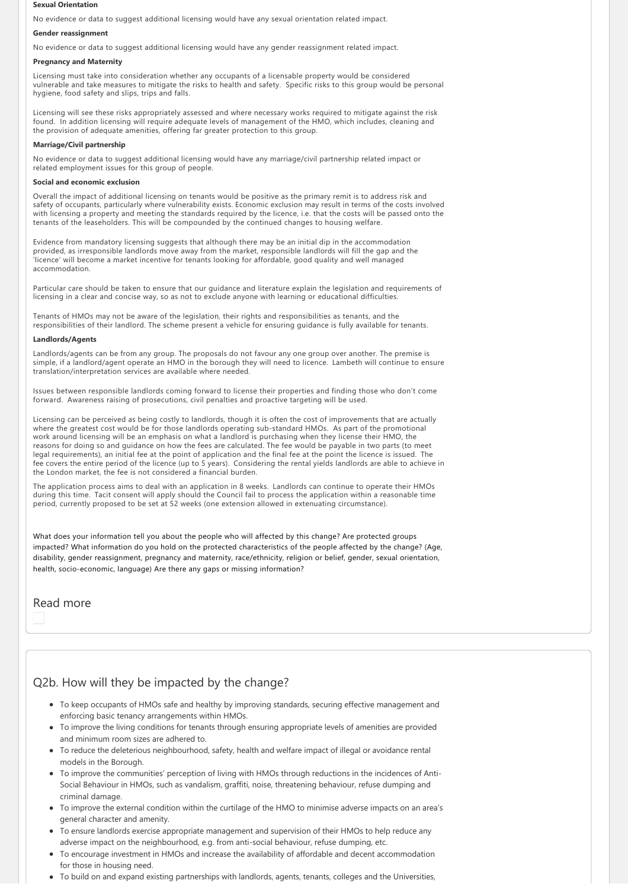**Sexual Orientation**

No evidence or data to suggest additional licensing would have any sexual orientation related impact.

**Gender reassignment**

No evidence or data to suggest additional licensing would have any gender reassignment related impact.

**Pregnancy and Maternity**

Licensing must take into consideration whether any occupants of a licensable property would be considered vulnerable and take measures to mitigate the risks to health and safety. Specific risks to this group would be personal hygiene, food safety and slips, trips and falls.

Licensing will see these risks appropriately assessed and where necessary works required to mitigate against the risk found. In addition licensing will require adequate levels of management of the HMO, which includes, cleaning and the provision of adequate amenities, offering far greater protection to this group.

**Marriage/Civil partnership**

No evidence or data to suggest additional licensing would have any marriage/civil partnership related impact or related employment issues for this group of people.

**Social and economic exclusion**

Overall the impact of additional licensing on tenants would be positive as the primary remit is to address risk and safety of occupants, particularly where vulnerability exists. Economic exclusion may result in terms of the costs involved with licensing a property and meeting the standards required by the licence, i.e. that the costs will be passed onto the tenants of the leaseholders. This will be compounded by the continued changes to housing welfare.

Evidence from mandatory licensing suggests that although there may be an initial dip in the accommodation provided, as irresponsible landlords move away from the market, responsible landlords will fill the gap and the 'licence' will become a market incentive for tenants looking for affordable, good quality and well managed accommodation.

Particular care should be taken to ensure that our guidance and literature explain the legislation and requirements of licensing in a clear and concise way, so as not to exclude anyone with learning or educational difficulties.

Tenants of HMOs may not be aware of the legislation, their rights and responsibilities as tenants, and the responsibilities of their landlord. The scheme present a vehicle for ensuring guidance is fully available for tenants.

**Landlords/Agents**

Landlords/agents can be from any group. The proposals do not favour any one group over another. The premise is simple, if a landlord/agent operate an HMO in the borough they will need to licence. Lambeth will continue to ensure translation/interpretation services are available where needed.

Issues between responsible landlords coming forward to license their properties and finding those who don't come forward. Awareness raising of prosecutions, civil penalties and proactive targeting will be used.

Licensing can be perceived as being costly to landlords, though it is often the cost of improvements that are actually where the greatest cost would be for those landlords operating sub-standard HMOs. As part of the promotional work around licensing will be an emphasis on what a landlord is purchasing when they license their HMO, the reasons for doing so and guidance on how the fees are calculated. The fee would be payable in two parts (to meet legal requirements), an initial fee at the point of application and the final fee at the point the licence is issued. The fee covers the entire period of the licence (up to 5 years). Considering the rental yields landlords are able to achieve in the London market, the fee is not considered a financial burden.

The application process aims to deal with an application in 8 weeks. Landlords can continue to operate their HMOs during this time. Tacit consent will apply should the Council fail to process the application within a reasonable time period, currently proposed to be set at 52 weeks (one extension allowed in extenuating circumstance).

What does your information tell you about the people who will affected by this change? Are protected groups impacted? What information do you hold on the protected characteristics of the people affected by the change? (Age, disability, gender reassignment, pregnancy and maternity, race/ethnicity, religion or belief, gender, sexual orientation, health, socio-economic, language) Are there any gaps or missing information?

Read more

## Q2b. How will they be impacted by the change?

- To keep occupants of HMOs safe and healthy by improving standards, securing effective management and enforcing basic tenancy arrangements within HMOs.
- To improve the living conditions for tenants through ensuring appropriate levels of amenities are provided and minimum room sizes are adhered to.
- To reduce the deleterious neighbourhood, safety, health and welfare impact of illegal or avoidance rental models in the Borough.
- To improve the communities' perception of living with HMOs through reductions in the incidences of Anti-Social Behaviour in HMOs, such as vandalism, graffiti, noise, threatening behaviour, refuse dumping and criminal damage.
- To improve the external condition within the curtilage of the HMO to minimise adverse impacts on an area's general character and amenity.
- To ensure landlords exercise appropriate management and supervision of their HMOs to help reduce any adverse impact on the neighbourhood, e.g. from anti-social behaviour, refuse dumping, etc.
- To encourage investment in HMOs and increase the availability of affordable and decent accommodation for those in housing need.
- To build on and expand existing partnerships with landlords, agents, tenants, colleges and the Universities,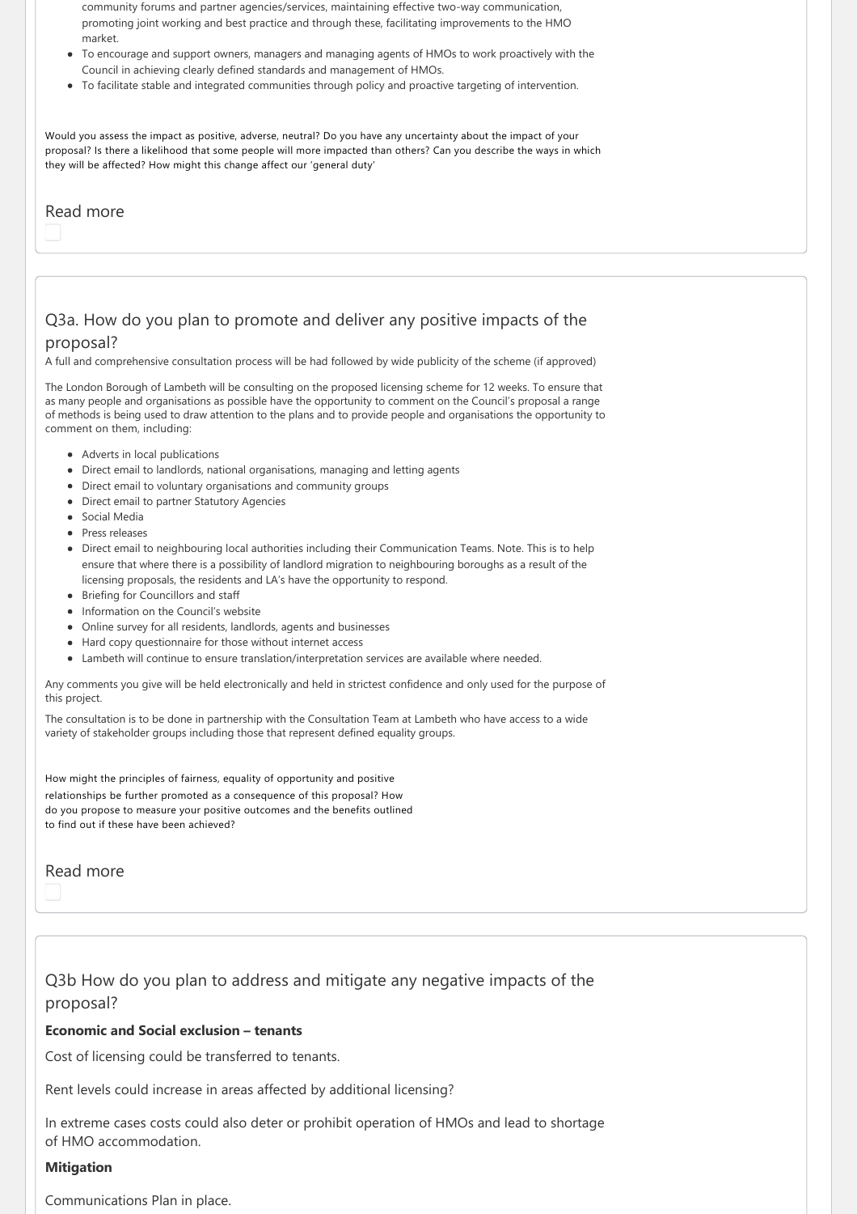community forums and partner agencies/services, maintaining effective two-way communication, promoting joint working and best practice and through these, facilitating improvements to the HMO market.

- To encourage and support owners, managers and managing agents of HMOs to work proactively with the Council in achieving clearly defined standards and management of HMOs.
- To facilitate stable and integrated communities through policy and proactive targeting of intervention.

Would you assess the impact as positive, adverse, neutral? Do you have any uncertainty about the impact of your proposal? Is there a likelihood that some people will more impacted than others? Can you describe the ways in which they will be affected? How might this change affect our 'general duty'

Read more

## Q3a. How do you plan to promote and deliver any positive impacts of the proposal?

A full and comprehensive consultation process will be had followed by wide publicity of the scheme (if approved)

The London Borough of Lambeth will be consulting on the proposed licensing scheme for 12 weeks. To ensure that as many people and organisations as possible have the opportunity to comment on the Council's proposal a range of methods is being used to draw attention to the plans and to provide people and organisations the opportunity to comment on them, including:

- Adverts in local publications
- Direct email to landlords, national organisations, managing and letting agents
- Direct email to voluntary organisations and community groups
- Direct email to partner Statutory Agencies
- Social Media
- Press releases
- Direct email to neighbouring local authorities including their Communication Teams. Note. This is to help ensure that where there is a possibility of landlord migration to neighbouring boroughs as a result of the licensing proposals, the residents and LA's have the opportunity to respond.
- Briefing for Councillors and staff
- Information on the Council's website
- Online survey for all residents, landlords, agents and businesses
- Hard copy questionnaire for those without internet access
- Lambeth will continue to ensure translation/interpretation services are available where needed.

Any comments you give will be held electronically and held in strictest confidence and only used for the purpose of this project.

The consultation is to be done in partnership with the Consultation Team at Lambeth who have access to a wide variety of stakeholder groups including those that represent defined equality groups.

How might the principles of fairness, equality of opportunity and positive relationships be further promoted as a consequence of this proposal? How do you propose to measure your positive outcomes and the benefits outlined to find out if these have been achieved?

Read more

## Q3b How do you plan to address and mitigate any negative impacts of the proposal?

**Economic and Social exclusion – tenants**

Cost of licensing could be transferred to tenants.

Rent levels could increase in areas affected by additional licensing?

In extreme cases costs could also deter or prohibit operation of HMOs and lead to shortage of HMO accommodation.

**Mitigation**

Communications Plan in place.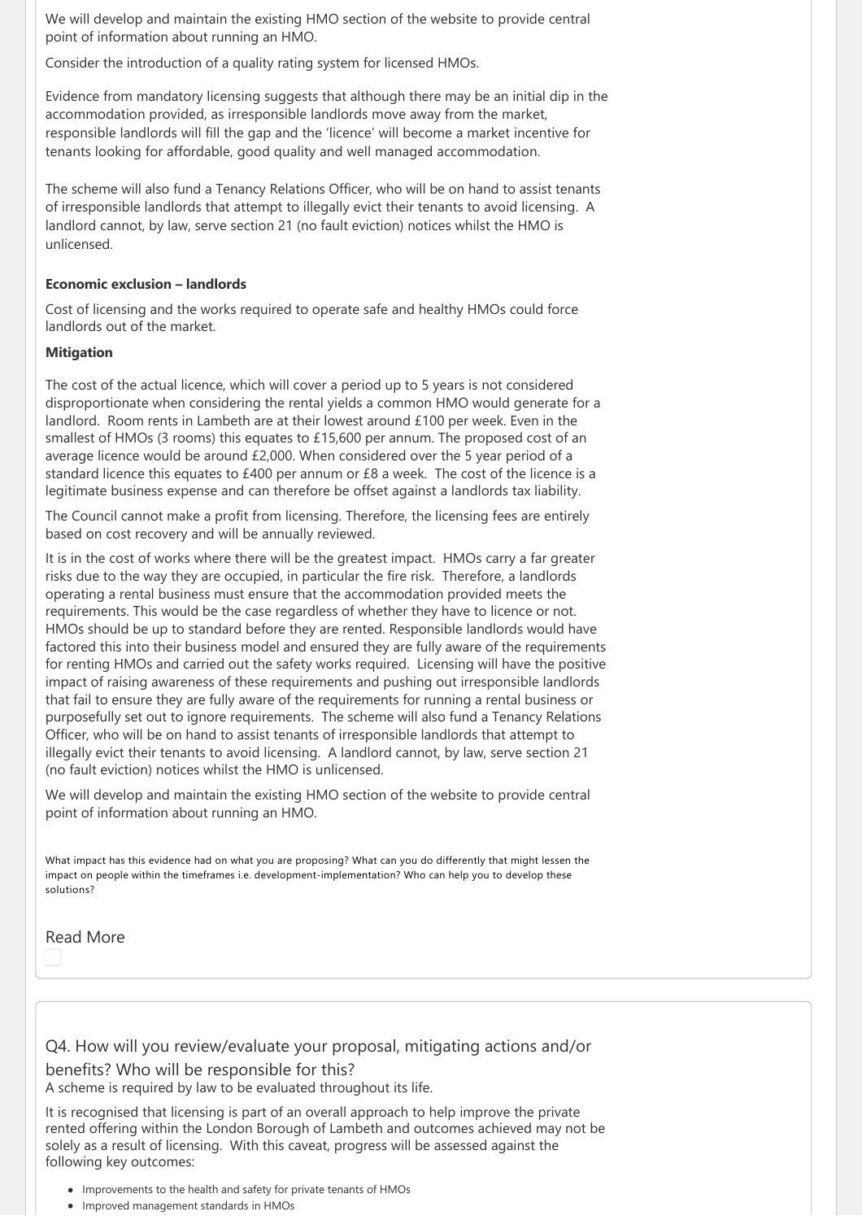We will develop and maintain the existing HMO section of the website to provide central point of information about running an HMO.

Consider the introduction of a quality rating system for licensed HMOs.

Evidence from mandatory licensing suggests that although there may be an initial dip in the accommodation provided, as irresponsible landlords move away from the market, responsible landlords will fill the gap and the 'licence' will become a market incentive for tenants looking for affordable, good quality and well managed accommodation.

The scheme will also fund a Tenancy Relations Officer, who will be on hand to assist tenants of irresponsible landlords that attempt to illegally evict their tenants to avoid licensing. A landlord cannot, by law, serve section 21 (no fault eviction) notices whilst the HMO is unlicensed.

**Economic exclusion – landlords**

Cost of licensing and the works required to operate safe and healthy HMOs could force landlords out of the market.

**Mitigation**

The cost of the actual licence, which will cover a period up to 5 years is not considered disproportionate when considering the rental yields a common HMO would generate for a landlord. Room rents in Lambeth are at their lowest around £100 per week. Even in the smallest of HMOs (3 rooms) this equates to £15,600 per annum. The proposed cost of an average licence would be around £2,000. When considered over the 5 year period of a standard licence this equates to £400 per annum or £8 a week. The cost of the licence is a legitimate business expense and can therefore be offset against a landlords tax liability.

The Council cannot make a profit from licensing. Therefore, the licensing fees are entirely based on cost recovery and will be annually reviewed.

It is in the cost of works where there will be the greatest impact. HMOs carry a far greater risks due to the way they are occupied, in particular the fire risk. Therefore, a landlords operating a rental business must ensure that the accommodation provided meets the requirements. This would be the case regardless of whether they have to licence or not. HMOs should be up to standard before they are rented. Responsible landlords would have factored this into their business model and ensured they are fully aware of the requirements for renting HMOs and carried out the safety works required. Licensing will have the positive impact of raising awareness of these requirements and pushing out irresponsible landlords that fail to ensure they are fully aware of the requirements for running a rental business or purposefully set out to ignore requirements. The scheme will also fund a Tenancy Relations Officer, who will be on hand to assist tenants of irresponsible landlords that attempt to illegally evict their tenants to avoid licensing. A landlord cannot, by law, serve section 21 (no fault eviction) notices whilst the HMO is unlicensed.

We will develop and maintain the existing HMO section of the website to provide central point of information about running an HMO.

What impact has this evidence had on what you are proposing? What can you do differently that might lessen the impact on people within the timeframes i.e. development-implementation? Who can help you to develop these solutions?

Read More

## Q4. How will you review/evaluate your proposal, mitigating actions and/or benefits? Who will be responsible for this?

A scheme is required by law to be evaluated throughout its life.

It is recognised that licensing is part of an overall approach to help improve the private rented offering within the London Borough of Lambeth and outcomes achieved may not be solely as a result of licensing. With this caveat, progress will be assessed against the following key outcomes:

- Improvements to the health and safety for private tenants of HMOs
- Improved management standards in HMOs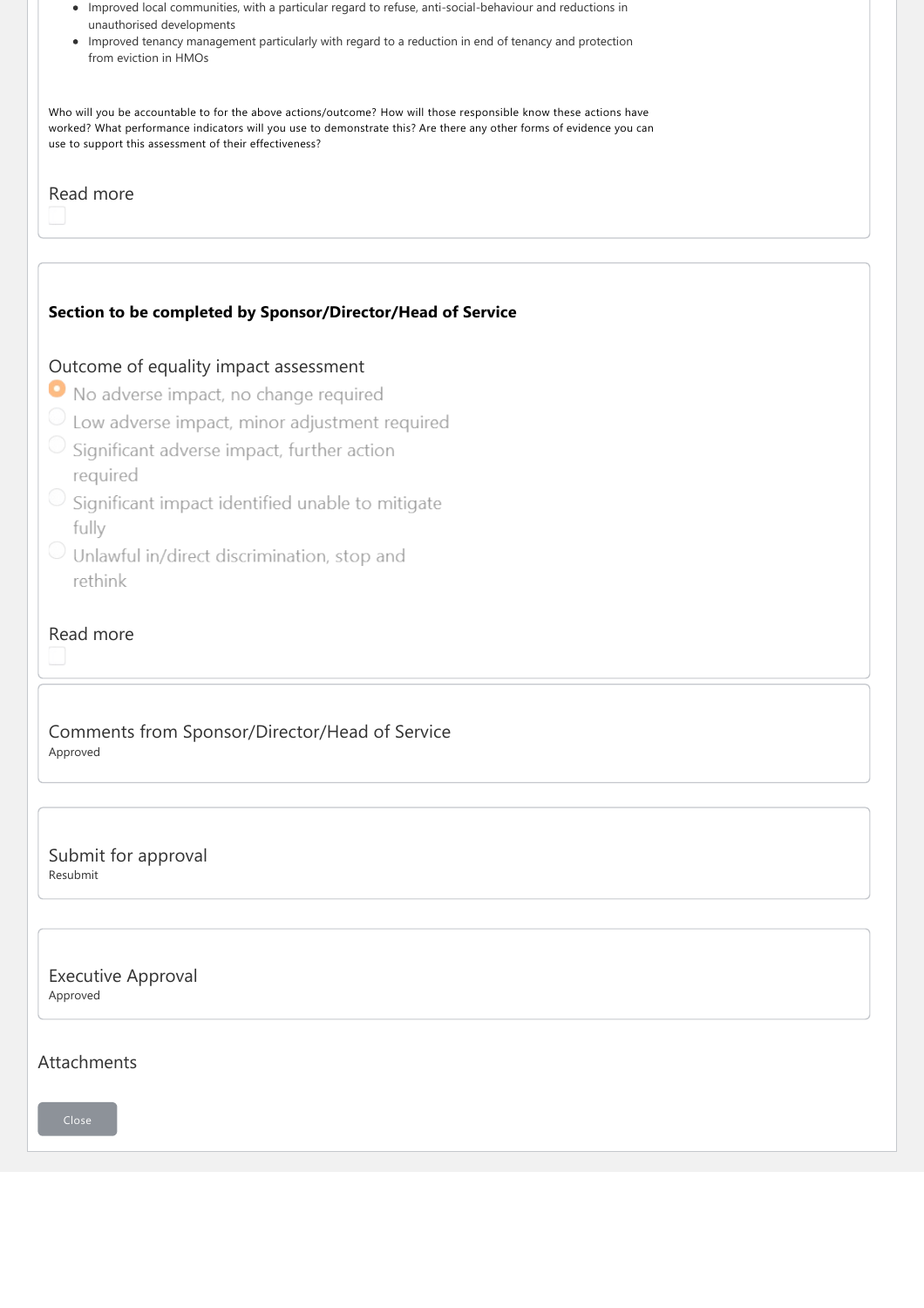- Improved local communities, with a particular regard to refuse, anti-social-behaviour and reductions in unauthorised developments
- Improved tenancy management particularly with regard to a reduction in end of tenancy and protection from eviction in HMOs

Who will you be accountable to for the above actions/outcome? How will those responsible know these actions have worked? What performance indicators will you use to demonstrate this? Are there any other forms of evidence you can use to support this assessment of their effectiveness?

Read more

**Section to be completed by Sponsor/Director/Head of Service**

Outcome of equality impact assessment

- (selected) No adverse impact, no change required
- Low adverse impact, minor adjustment required
- Significant adverse impact, further action required
- Significant impact identified unable to mitigate fully
- Unlawful in/direct discrimination, stop and rethink

Read more

Comments from Sponsor/Director/Head of Service

Approved

Submit for approval

Resubmit

Executive Approval

Approved

Attachments

Close